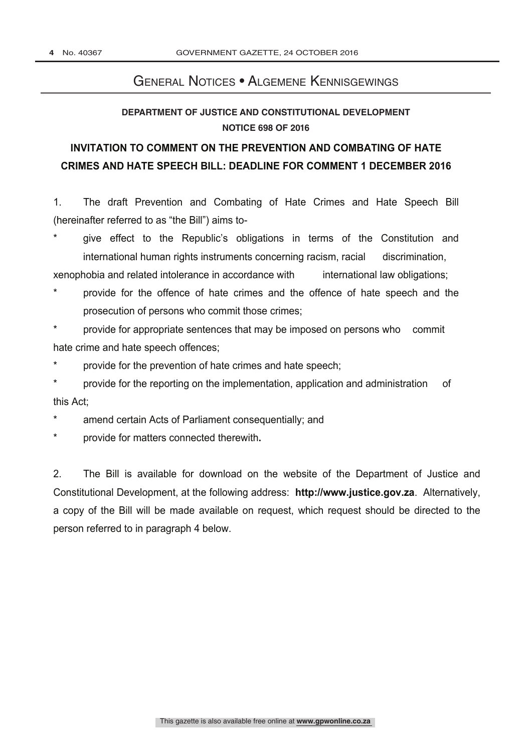# General Notices • Algemene Kennisgewings

## DEPARTMENT OF JUSTICE AND CONSTITUTIONAL DEVELOPMENT
## NOTICE 698 OF 2016

## INVITATION TO COMMENT ON THE PREVENTION AND COMBATING OF HATE CRIMES AND HATE SPEECH BILL: DEADLINE FOR COMMENT 1 DECEMBER 2016

1. The draft Prevention and Combating of Hate Crimes and Hate Speech Bill (hereinafter referred to as "the Bill") aims to-

* give effect to the Republic's obligations in terms of the Constitution and international human rights instruments concerning racism, racial discrimination, xenophobia and related intolerance in accordance with international law obligations;
* provide for the offence of hate crimes and the offence of hate speech and the prosecution of persons who commit those crimes;
* provide for appropriate sentences that may be imposed on persons who commit hate crime and hate speech offences;
* provide for the prevention of hate crimes and hate speech;
* provide for the reporting on the implementation, application and administration of this Act;
* amend certain Acts of Parliament consequentially; and
* provide for matters connected therewith.

2. The Bill is available for download on the website of the Department of Justice and Constitutional Development, at the following address: **http://www.justice.gov.za**. Alternatively, a copy of the Bill will be made available on request, which request should be directed to the person referred to in paragraph 4 below.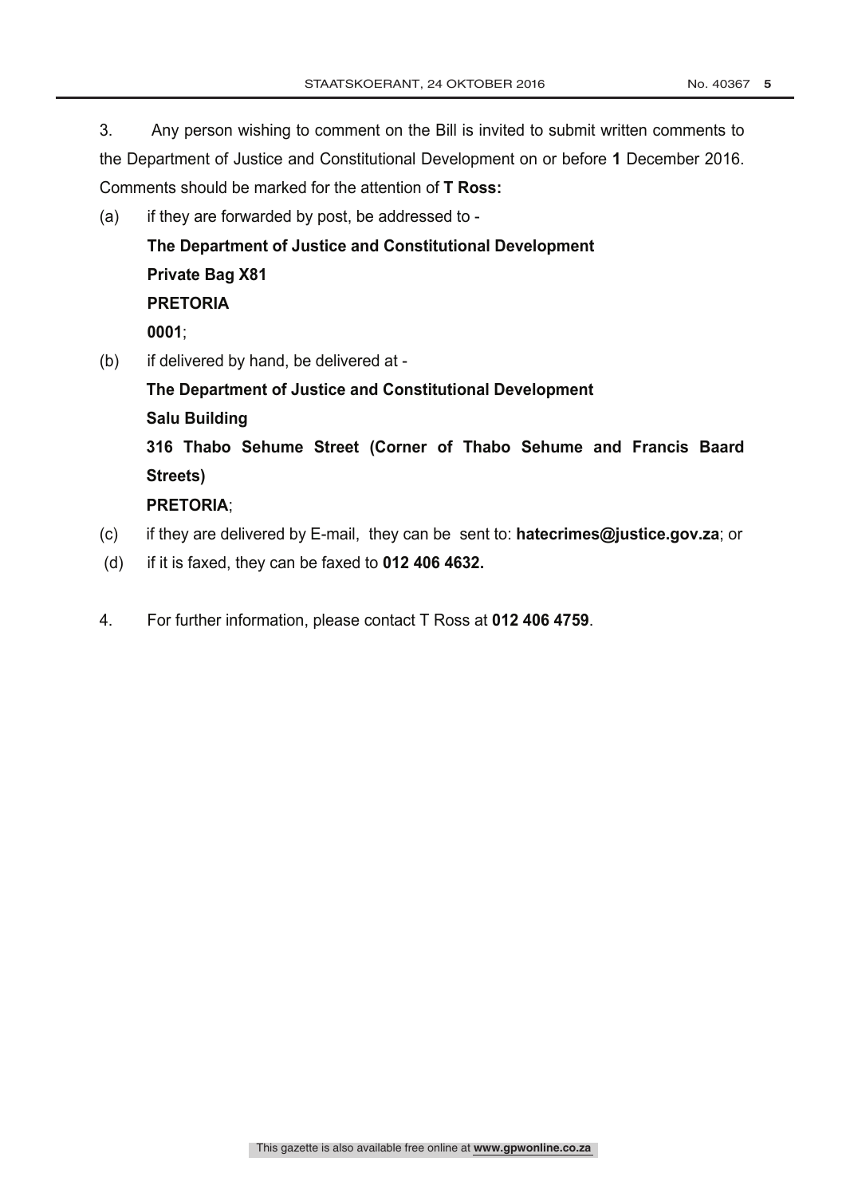3. Any person wishing to comment on the Bill is invited to submit written comments to the Department of Justice and Constitutional Development on or before **1** December 2016. Comments should be marked for the attention of **T Ross:**

(a) if they are forwarded by post, be addressed to -

**The Department of Justice and Constitutional Development**
**Private Bag X81**
**PRETORIA**
**0001**;

(b) if delivered by hand, be delivered at -

**The Department of Justice and Constitutional Development**
**Salu Building**
**316 Thabo Sehume Street (Corner of Thabo Sehume and Francis Baard Streets)**
**PRETORIA**;

(c) if they are delivered by E-mail, they can be sent to: **hatecrimes@justice.gov.za**; or

(d) if it is faxed, they can be faxed to **012 406 4632.**

4. For further information, please contact T Ross at **012 406 4759**.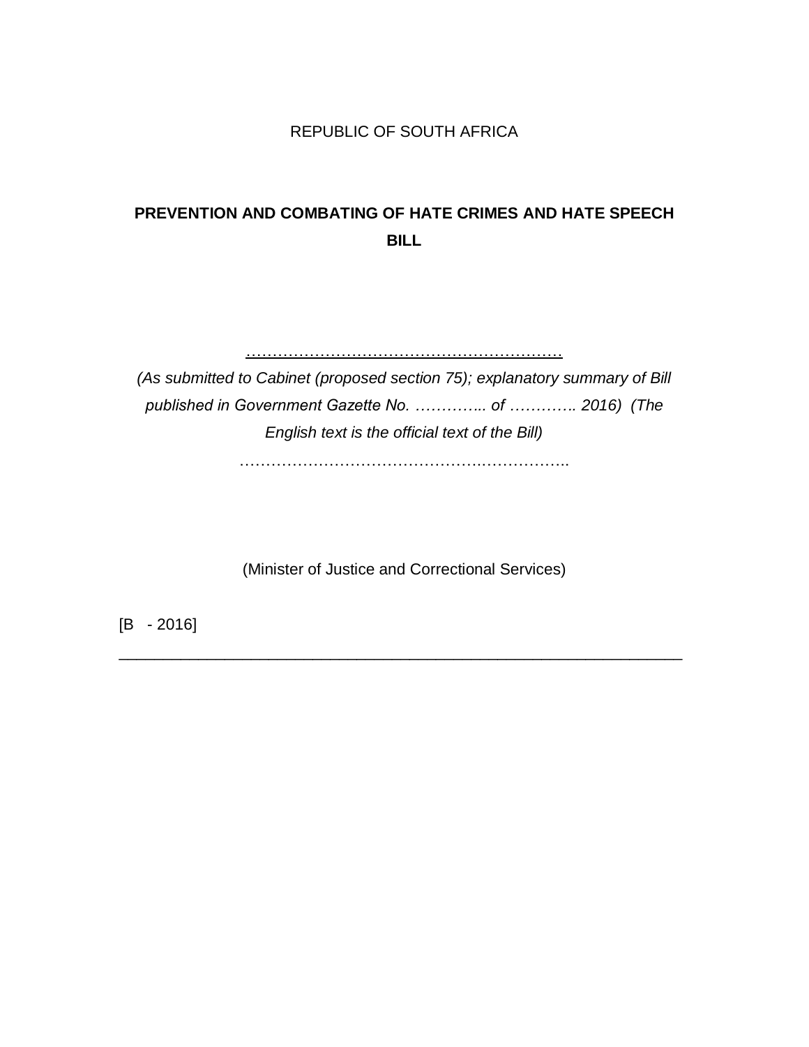REPUBLIC OF SOUTH AFRICA

# PREVENTION AND COMBATING OF HATE CRIMES AND HATE SPEECH BILL

……………………………………………………

*(As submitted to Cabinet (proposed section 75); explanatory summary of Bill published in Government Gazette No. ………….. of …………. 2016) (The English text is the official text of the Bill)*

……………………………………….…………….

(Minister of Justice and Correctional Services)

[B - 2016]

---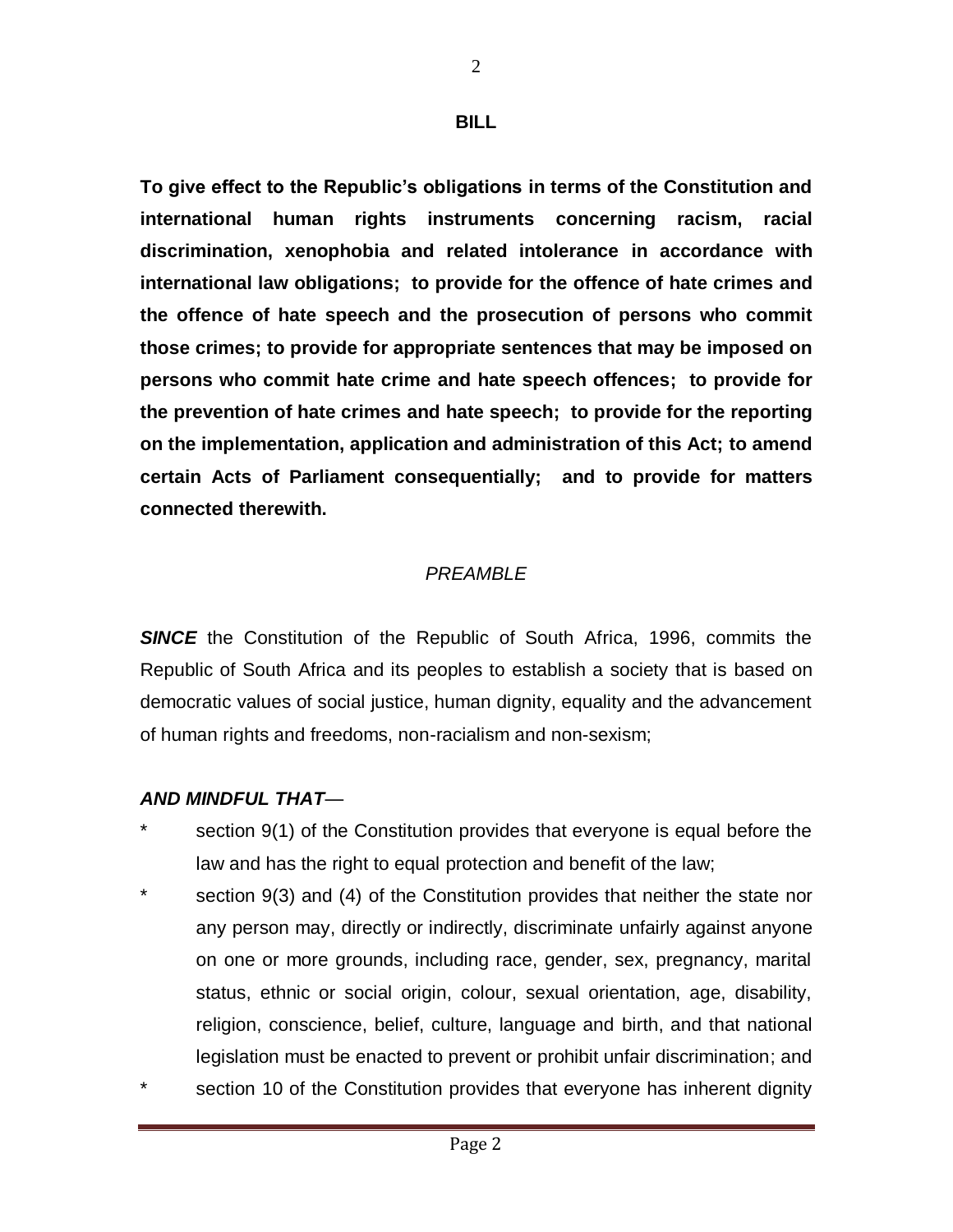**BILL**

**To give effect to the Republic's obligations in terms of the Constitution and international human rights instruments concerning racism, racial discrimination, xenophobia and related intolerance in accordance with international law obligations; to provide for the offence of hate crimes and the offence of hate speech and the prosecution of persons who commit those crimes; to provide for appropriate sentences that may be imposed on persons who commit hate crime and hate speech offences; to provide for the prevention of hate crimes and hate speech; to provide for the reporting on the implementation, application and administration of this Act; to amend certain Acts of Parliament consequentially; and to provide for matters connected therewith.**

*PREAMBLE*

***SINCE*** the Constitution of the Republic of South Africa, 1996, commits the Republic of South Africa and its peoples to establish a society that is based on democratic values of social justice, human dignity, equality and the advancement of human rights and freedoms, non-racialism and non-sexism;

***AND MINDFUL THAT***—

* section 9(1) of the Constitution provides that everyone is equal before the law and has the right to equal protection and benefit of the law;
* section 9(3) and (4) of the Constitution provides that neither the state nor any person may, directly or indirectly, discriminate unfairly against anyone on one or more grounds, including race, gender, sex, pregnancy, marital status, ethnic or social origin, colour, sexual orientation, age, disability, religion, conscience, belief, culture, language and birth, and that national legislation must be enacted to prevent or prohibit unfair discrimination; and
* section 10 of the Constitution provides that everyone has inherent dignity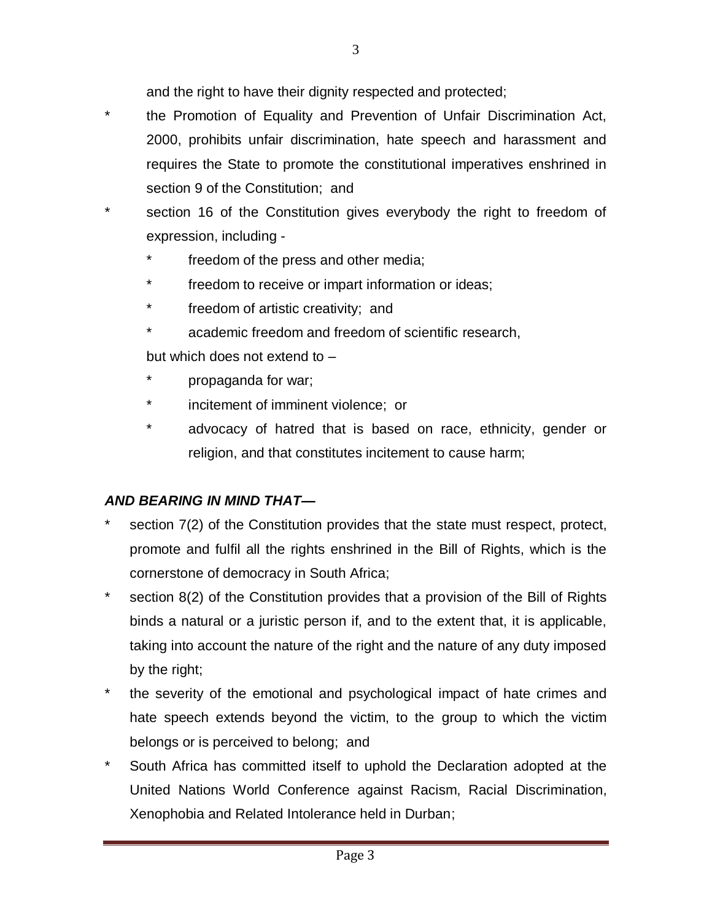and the right to have their dignity respected and protected;

* the Promotion of Equality and Prevention of Unfair Discrimination Act, 2000, prohibits unfair discrimination, hate speech and harassment and requires the State to promote the constitutional imperatives enshrined in section 9 of the Constitution; and
* section 16 of the Constitution gives everybody the right to freedom of expression, including -
  * freedom of the press and other media;
  * freedom to receive or impart information or ideas;
  * freedom of artistic creativity; and
  * academic freedom and freedom of scientific research,

  but which does not extend to –
  * propaganda for war;
  * incitement of imminent violence; or
  * advocacy of hatred that is based on race, ethnicity, gender or religion, and that constitutes incitement to cause harm;

***AND BEARING IN MIND THAT—***

* section 7(2) of the Constitution provides that the state must respect, protect, promote and fulfil all the rights enshrined in the Bill of Rights, which is the cornerstone of democracy in South Africa;
* section 8(2) of the Constitution provides that a provision of the Bill of Rights binds a natural or a juristic person if, and to the extent that, it is applicable, taking into account the nature of the right and the nature of any duty imposed by the right;
* the severity of the emotional and psychological impact of hate crimes and hate speech extends beyond the victim, to the group to which the victim belongs or is perceived to belong; and
* South Africa has committed itself to uphold the Declaration adopted at the United Nations World Conference against Racism, Racial Discrimination, Xenophobia and Related Intolerance held in Durban;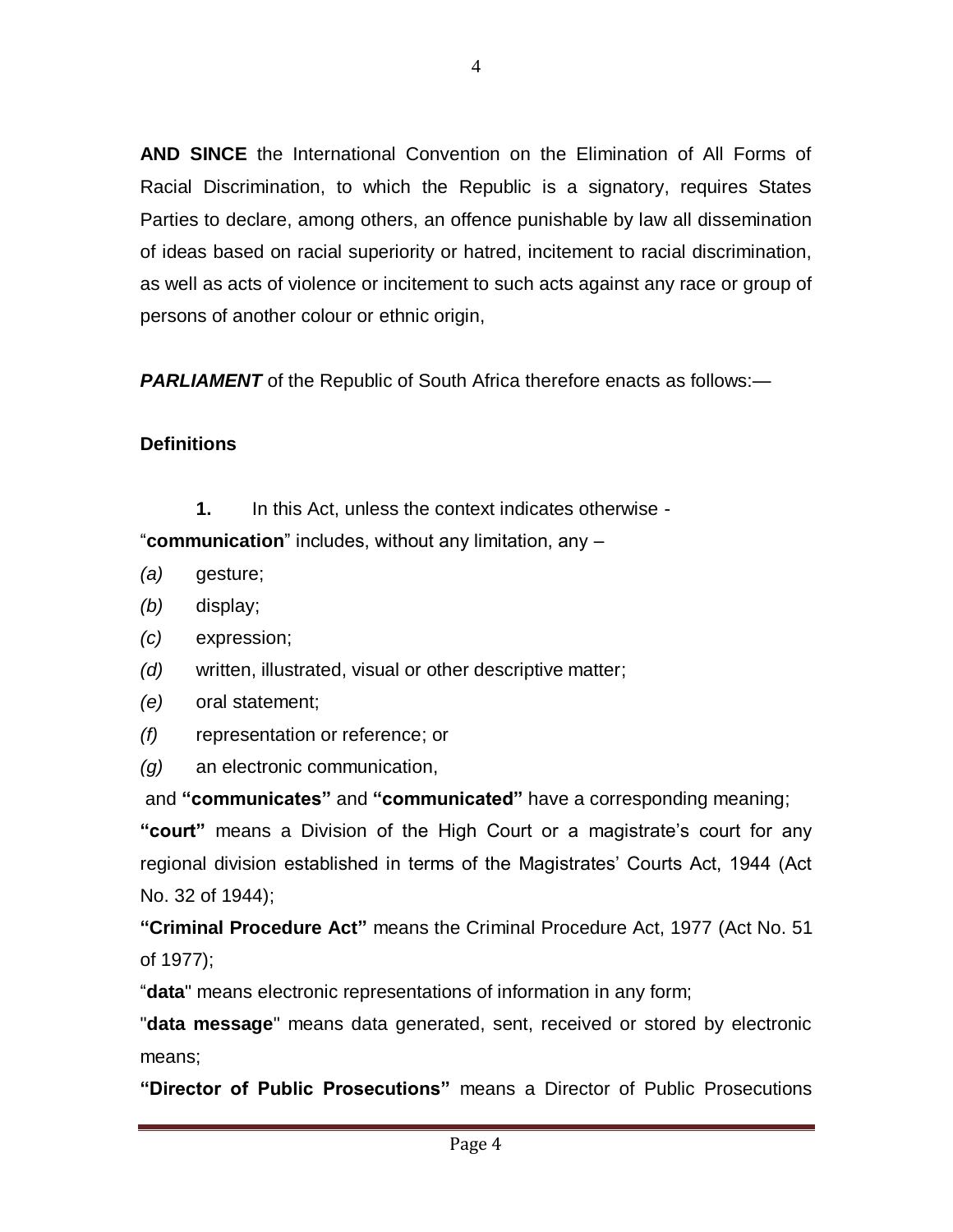**AND SINCE** the International Convention on the Elimination of All Forms of Racial Discrimination, to which the Republic is a signatory, requires States Parties to declare, among others, an offence punishable by law all dissemination of ideas based on racial superiority or hatred, incitement to racial discrimination, as well as acts of violence or incitement to such acts against any race or group of persons of another colour or ethnic origin,

***PARLIAMENT*** of the Republic of South Africa therefore enacts as follows:—

**Definitions**

**1.** In this Act, unless the context indicates otherwise -

"**communication**" includes, without any limitation, any –

*(a)* gesture;

*(b)* display;

*(c)* expression;

*(d)* written, illustrated, visual or other descriptive matter;

*(e)* oral statement;

*(f)* representation or reference; or

*(g)* an electronic communication,

and **"communicates"** and **"communicated"** have a corresponding meaning;

**"court"** means a Division of the High Court or a magistrate's court for any regional division established in terms of the Magistrates' Courts Act, 1944 (Act No. 32 of 1944);

**"Criminal Procedure Act"** means the Criminal Procedure Act, 1977 (Act No. 51 of 1977);

"**data**" means electronic representations of information in any form;

"**data message**" means data generated, sent, received or stored by electronic means;

**"Director of Public Prosecutions"** means a Director of Public Prosecutions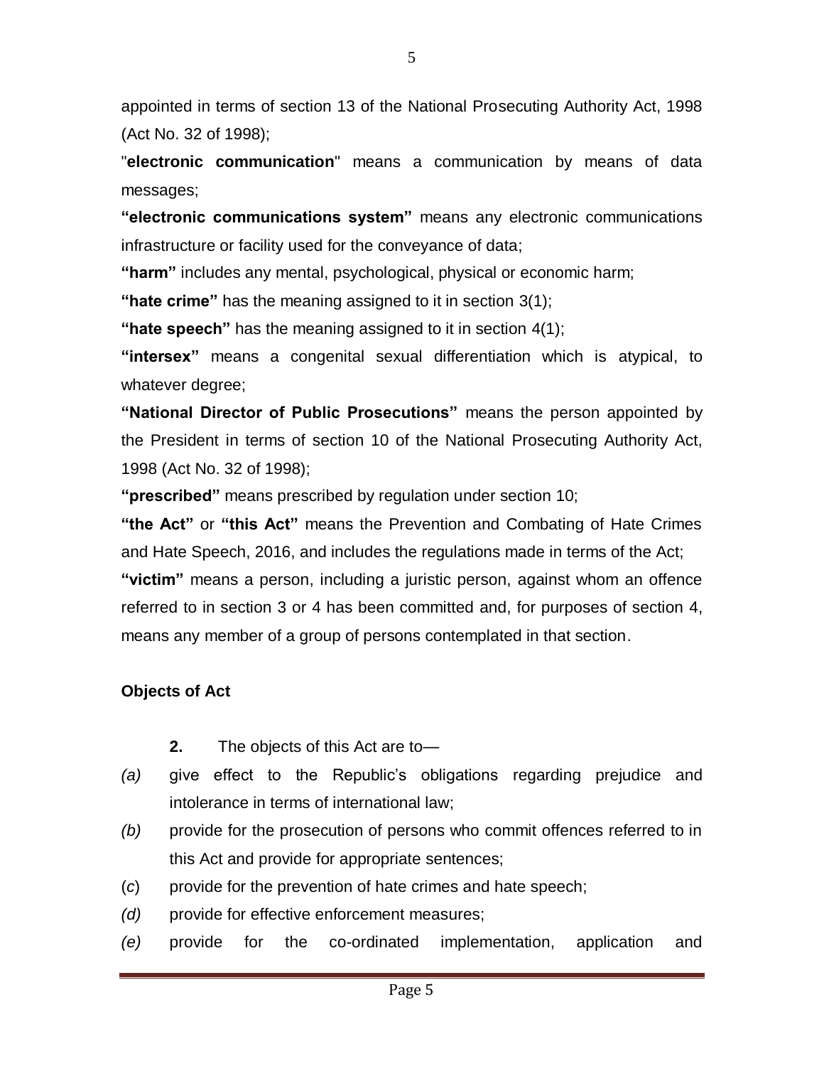appointed in terms of section 13 of the National Prosecuting Authority Act, 1998 (Act No. 32 of 1998);

"**electronic communication**" means a communication by means of data messages;

**"electronic communications system"** means any electronic communications infrastructure or facility used for the conveyance of data;

**"harm"** includes any mental, psychological, physical or economic harm;

**"hate crime"** has the meaning assigned to it in section 3(1);

**"hate speech"** has the meaning assigned to it in section 4(1);

**"intersex"** means a congenital sexual differentiation which is atypical, to whatever degree;

**"National Director of Public Prosecutions"** means the person appointed by the President in terms of section 10 of the National Prosecuting Authority Act, 1998 (Act No. 32 of 1998);

**"prescribed"** means prescribed by regulation under section 10;

**"the Act"** or **"this Act"** means the Prevention and Combating of Hate Crimes and Hate Speech, 2016, and includes the regulations made in terms of the Act;

**"victim"** means a person, including a juristic person, against whom an offence referred to in section 3 or 4 has been committed and, for purposes of section 4, means any member of a group of persons contemplated in that section.

**Objects of Act**

**2.** The objects of this Act are to—

*(a)* give effect to the Republic's obligations regarding prejudice and intolerance in terms of international law;

*(b)* provide for the prosecution of persons who commit offences referred to in this Act and provide for appropriate sentences;

(*c*) provide for the prevention of hate crimes and hate speech;

*(d)* provide for effective enforcement measures;

*(e)* provide for the co-ordinated implementation, application and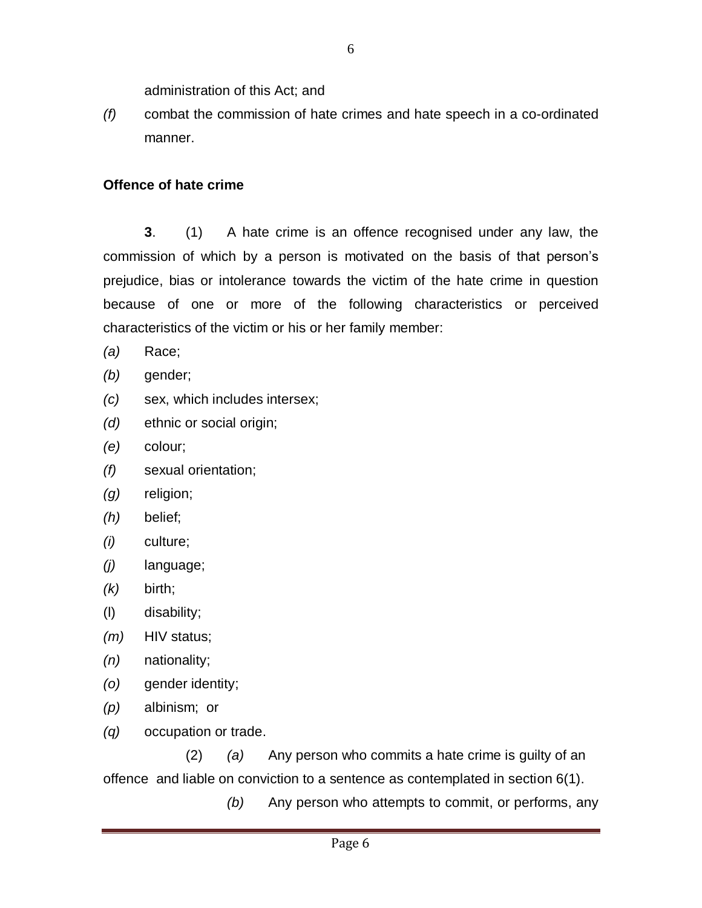administration of this Act; and

*(f)* combat the commission of hate crimes and hate speech in a co-ordinated manner.

**Offence of hate crime**

**3**. (1) A hate crime is an offence recognised under any law, the commission of which by a person is motivated on the basis of that person's prejudice, bias or intolerance towards the victim of the hate crime in question because of one or more of the following characteristics or perceived characteristics of the victim or his or her family member:

*(a)* Race;

*(b)* gender;

*(c)* sex, which includes intersex;

*(d)* ethnic or social origin;

*(e)* colour;

*(f)* sexual orientation;

*(g)* religion;

*(h)* belief;

*(i)* culture;

*(j)* language;

*(k)* birth;

(l) disability;

*(m)* HIV status;

*(n)* nationality;

*(o)* gender identity;

*(p)* albinism; or

*(q)* occupation or trade.

(2) *(a)* Any person who commits a hate crime is guilty of an offence and liable on conviction to a sentence as contemplated in section 6(1).

*(b)* Any person who attempts to commit, or performs, any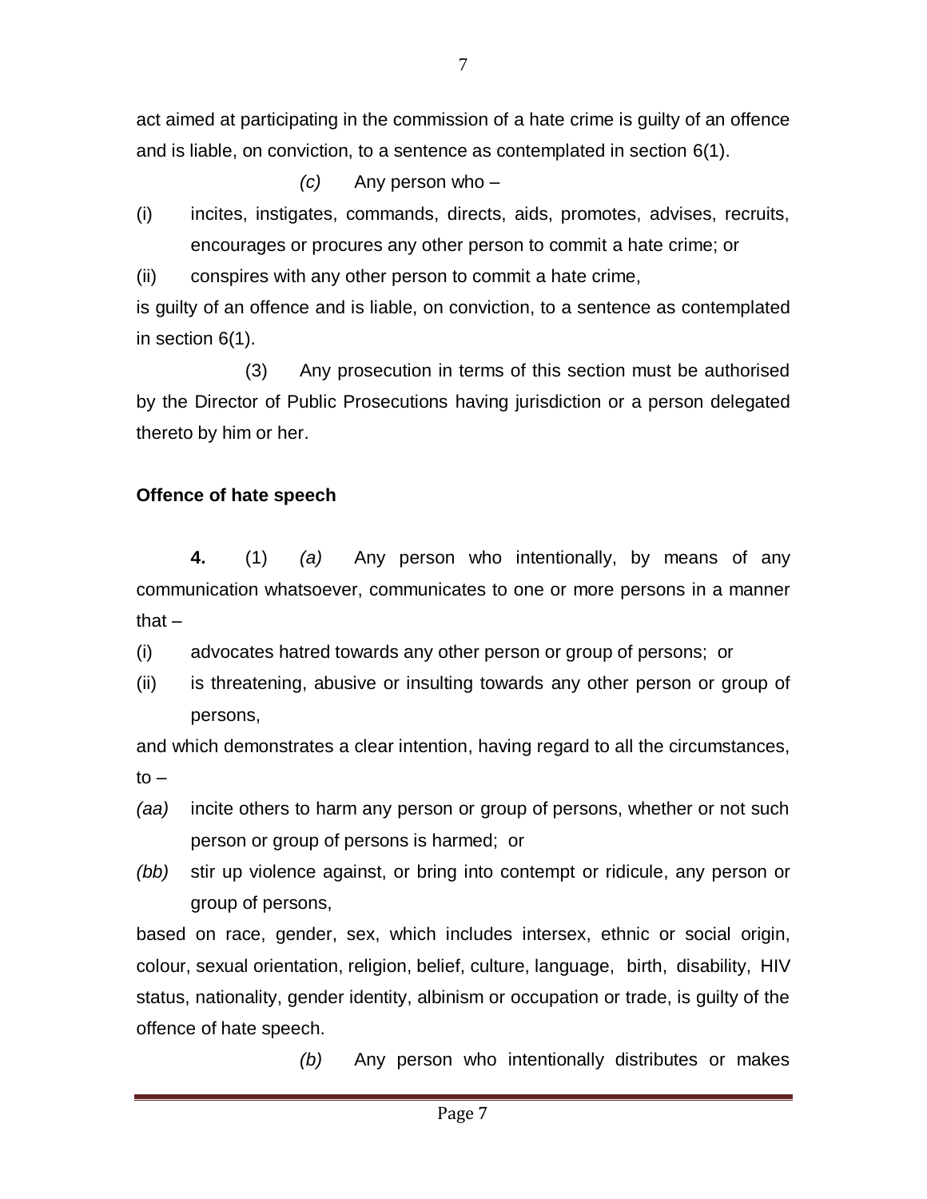act aimed at participating in the commission of a hate crime is guilty of an offence and is liable, on conviction, to a sentence as contemplated in section 6(1).

*(c)* Any person who –

(i) incites, instigates, commands, directs, aids, promotes, advises, recruits, encourages or procures any other person to commit a hate crime; or

(ii) conspires with any other person to commit a hate crime,

is guilty of an offence and is liable, on conviction, to a sentence as contemplated in section 6(1).

(3) Any prosecution in terms of this section must be authorised by the Director of Public Prosecutions having jurisdiction or a person delegated thereto by him or her.

**Offence of hate speech**

**4.** (1) *(a)* Any person who intentionally, by means of any communication whatsoever, communicates to one or more persons in a manner that –

(i) advocates hatred towards any other person or group of persons; or

(ii) is threatening, abusive or insulting towards any other person or group of persons,

and which demonstrates a clear intention, having regard to all the circumstances, to –

*(aa)* incite others to harm any person or group of persons, whether or not such person or group of persons is harmed; or

*(bb)* stir up violence against, or bring into contempt or ridicule, any person or group of persons,

based on race, gender, sex, which includes intersex, ethnic or social origin, colour, sexual orientation, religion, belief, culture, language, birth, disability, HIV status, nationality, gender identity, albinism or occupation or trade, is guilty of the offence of hate speech.

*(b)* Any person who intentionally distributes or makes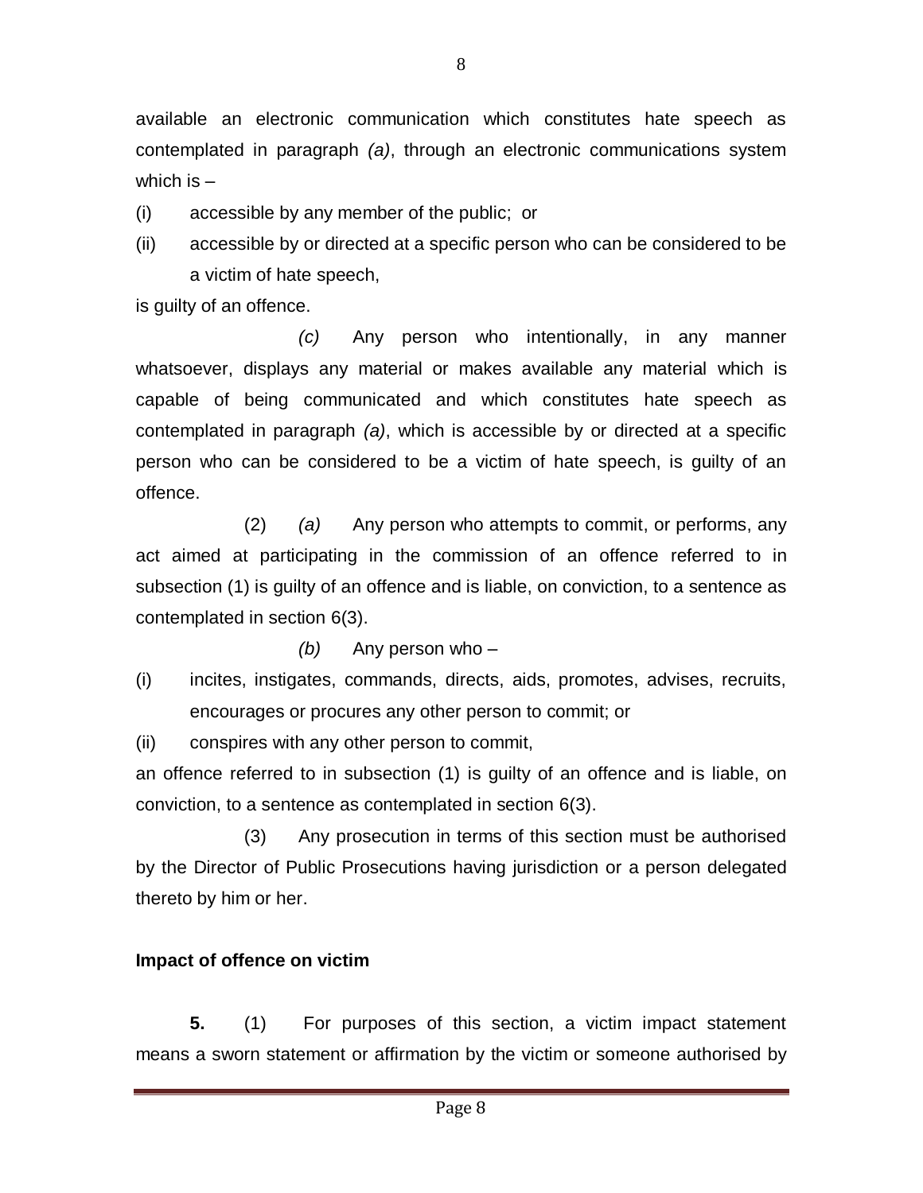available an electronic communication which constitutes hate speech as contemplated in paragraph *(a)*, through an electronic communications system which is –

(i) accessible by any member of the public; or

(ii) accessible by or directed at a specific person who can be considered to be a victim of hate speech,

is guilty of an offence.

*(c)* Any person who intentionally, in any manner whatsoever, displays any material or makes available any material which is capable of being communicated and which constitutes hate speech as contemplated in paragraph *(a)*, which is accessible by or directed at a specific person who can be considered to be a victim of hate speech, is guilty of an offence.

(2) *(a)* Any person who attempts to commit, or performs, any act aimed at participating in the commission of an offence referred to in subsection (1) is guilty of an offence and is liable, on conviction, to a sentence as contemplated in section 6(3).

*(b)* Any person who –

(i) incites, instigates, commands, directs, aids, promotes, advises, recruits, encourages or procures any other person to commit; or

(ii) conspires with any other person to commit,

an offence referred to in subsection (1) is guilty of an offence and is liable, on conviction, to a sentence as contemplated in section 6(3).

(3) Any prosecution in terms of this section must be authorised by the Director of Public Prosecutions having jurisdiction or a person delegated thereto by him or her.

**Impact of offence on victim**

**5.** (1) For purposes of this section, a victim impact statement means a sworn statement or affirmation by the victim or someone authorised by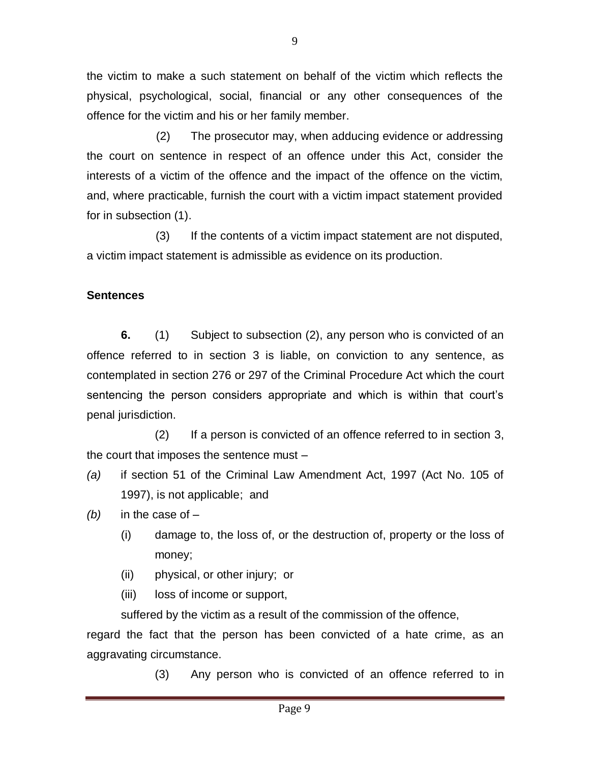the victim to make a such statement on behalf of the victim which reflects the physical, psychological, social, financial or any other consequences of the offence for the victim and his or her family member.

(2) The prosecutor may, when adducing evidence or addressing the court on sentence in respect of an offence under this Act, consider the interests of a victim of the offence and the impact of the offence on the victim, and, where practicable, furnish the court with a victim impact statement provided for in subsection (1).

(3) If the contents of a victim impact statement are not disputed, a victim impact statement is admissible as evidence on its production.

**Sentences**

**6.** (1) Subject to subsection (2), any person who is convicted of an offence referred to in section 3 is liable, on conviction to any sentence, as contemplated in section 276 or 297 of the Criminal Procedure Act which the court sentencing the person considers appropriate and which is within that court's penal jurisdiction.

(2) If a person is convicted of an offence referred to in section 3, the court that imposes the sentence must –

*(a)* if section 51 of the Criminal Law Amendment Act, 1997 (Act No. 105 of 1997), is not applicable; and

*(b)* in the case of –

(i) damage to, the loss of, or the destruction of, property or the loss of money;

(ii) physical, or other injury; or

(iii) loss of income or support,

suffered by the victim as a result of the commission of the offence,

regard the fact that the person has been convicted of a hate crime, as an aggravating circumstance.

(3) Any person who is convicted of an offence referred to in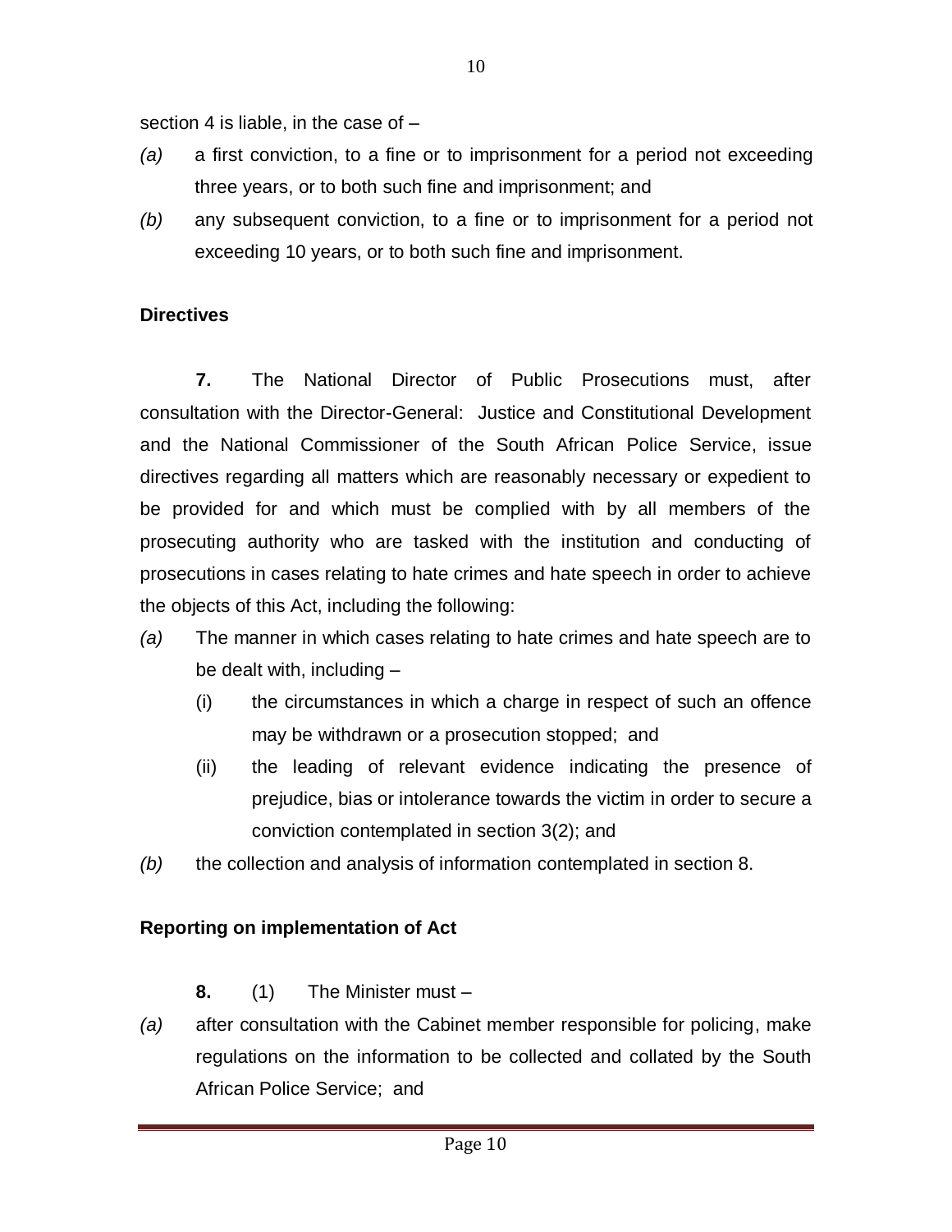section 4 is liable, in the case of –

*(a)* a first conviction, to a fine or to imprisonment for a period not exceeding three years, or to both such fine and imprisonment; and

*(b)* any subsequent conviction, to a fine or to imprisonment for a period not exceeding 10 years, or to both such fine and imprisonment.

**Directives**

**7.** The National Director of Public Prosecutions must, after consultation with the Director-General: Justice and Constitutional Development and the National Commissioner of the South African Police Service, issue directives regarding all matters which are reasonably necessary or expedient to be provided for and which must be complied with by all members of the prosecuting authority who are tasked with the institution and conducting of prosecutions in cases relating to hate crimes and hate speech in order to achieve the objects of this Act, including the following:

*(a)* The manner in which cases relating to hate crimes and hate speech are to be dealt with, including –

  (i) the circumstances in which a charge in respect of such an offence may be withdrawn or a prosecution stopped; and

  (ii) the leading of relevant evidence indicating the presence of prejudice, bias or intolerance towards the victim in order to secure a conviction contemplated in section 3(2); and

*(b)* the collection and analysis of information contemplated in section 8.

**Reporting on implementation of Act**

**8.** (1) The Minister must –

*(a)* after consultation with the Cabinet member responsible for policing, make regulations on the information to be collected and collated by the South African Police Service; and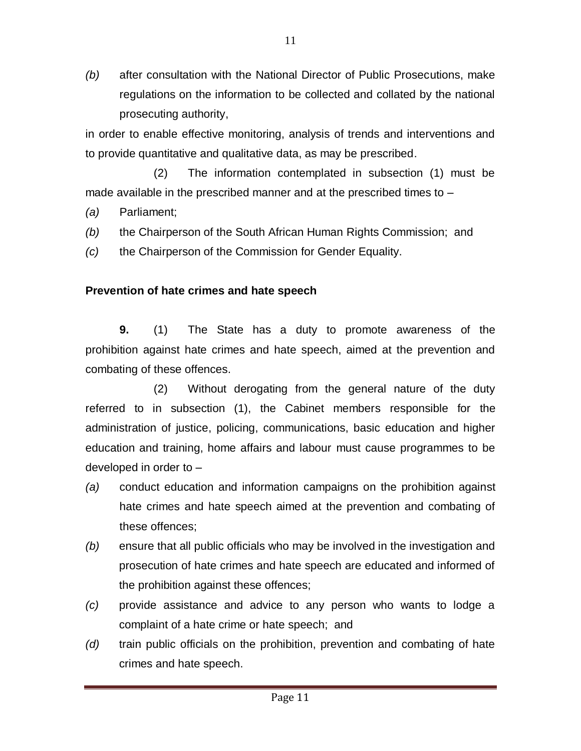*(b)* after consultation with the National Director of Public Prosecutions, make regulations on the information to be collected and collated by the national prosecuting authority,

in order to enable effective monitoring, analysis of trends and interventions and to provide quantitative and qualitative data, as may be prescribed.

(2) The information contemplated in subsection (1) must be made available in the prescribed manner and at the prescribed times to –

*(a)* Parliament;

*(b)* the Chairperson of the South African Human Rights Commission; and

*(c)* the Chairperson of the Commission for Gender Equality.

**Prevention of hate crimes and hate speech**

**9.** (1) The State has a duty to promote awareness of the prohibition against hate crimes and hate speech, aimed at the prevention and combating of these offences.

(2) Without derogating from the general nature of the duty referred to in subsection (1), the Cabinet members responsible for the administration of justice, policing, communications, basic education and higher education and training, home affairs and labour must cause programmes to be developed in order to –

*(a)* conduct education and information campaigns on the prohibition against hate crimes and hate speech aimed at the prevention and combating of these offences;

*(b)* ensure that all public officials who may be involved in the investigation and prosecution of hate crimes and hate speech are educated and informed of the prohibition against these offences;

*(c)* provide assistance and advice to any person who wants to lodge a complaint of a hate crime or hate speech; and

*(d)* train public officials on the prohibition, prevention and combating of hate crimes and hate speech.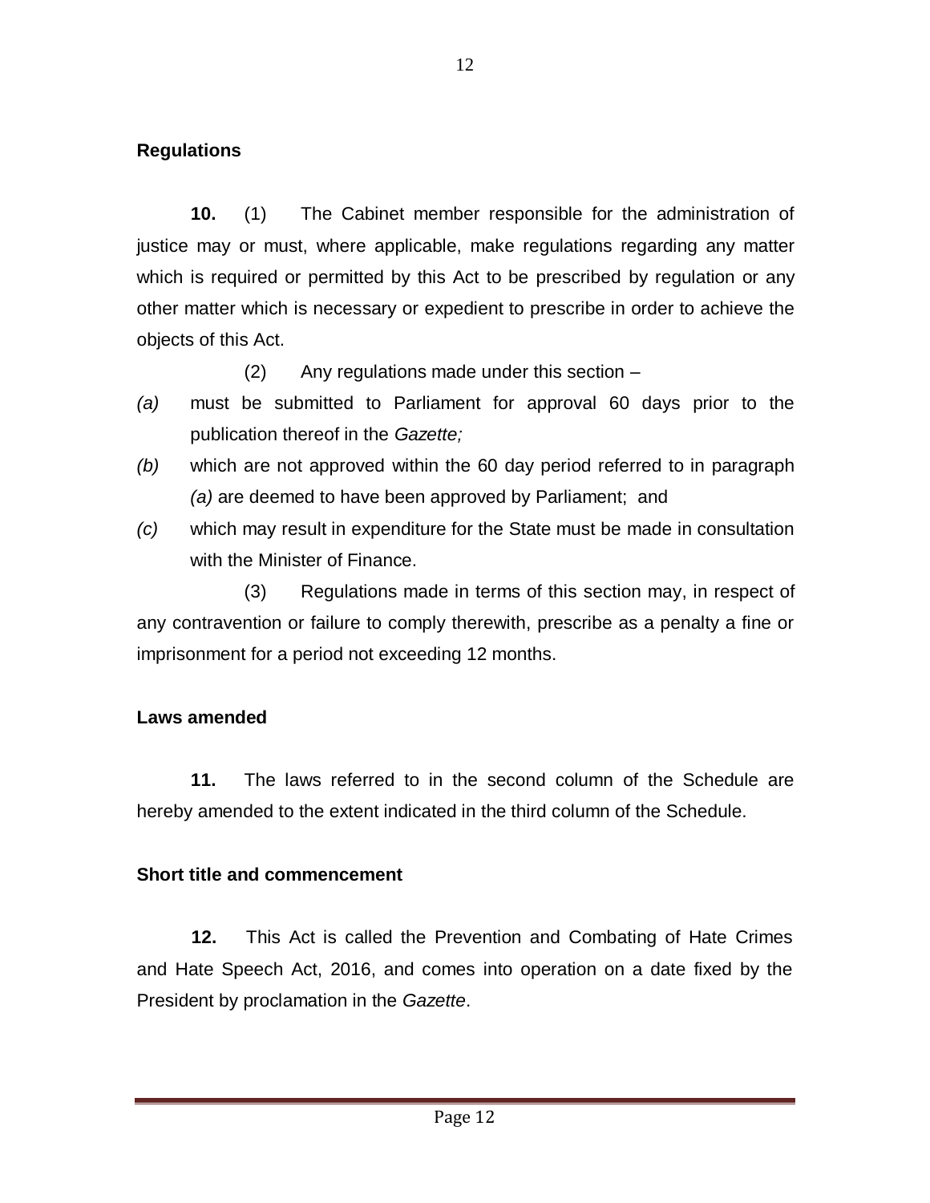**Regulations**

**10.** (1) The Cabinet member responsible for the administration of justice may or must, where applicable, make regulations regarding any matter which is required or permitted by this Act to be prescribed by regulation or any other matter which is necessary or expedient to prescribe in order to achieve the objects of this Act.

(2) Any regulations made under this section –

*(a)* must be submitted to Parliament for approval 60 days prior to the publication thereof in the *Gazette;*

*(b)* which are not approved within the 60 day period referred to in paragraph *(a)* are deemed to have been approved by Parliament; and

*(c)* which may result in expenditure for the State must be made in consultation with the Minister of Finance.

(3) Regulations made in terms of this section may, in respect of any contravention or failure to comply therewith, prescribe as a penalty a fine or imprisonment for a period not exceeding 12 months.

**Laws amended**

**11.** The laws referred to in the second column of the Schedule are hereby amended to the extent indicated in the third column of the Schedule.

**Short title and commencement**

**12.** This Act is called the Prevention and Combating of Hate Crimes and Hate Speech Act, 2016, and comes into operation on a date fixed by the President by proclamation in the *Gazette*.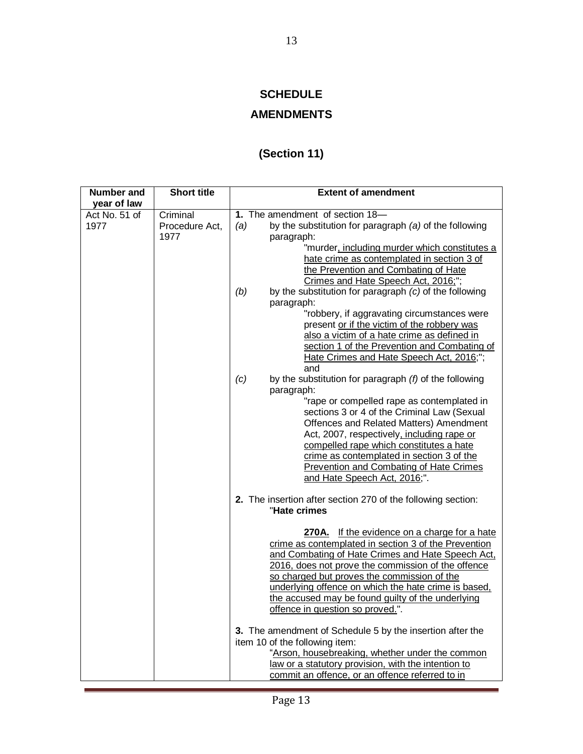# SCHEDULE

## AMENDMENTS

## (Section 11)

| Number and year of law | Short title | Extent of amendment |
|---|---|---|
| Act No. 51 of 1977 | Criminal Procedure Act, 1977 | **1.** The amendment of section 18— <br> *(a)* by the substitution for paragraph *(a)* of the following paragraph: <br> "murder, including murder which constitutes a hate crime as contemplated in section 3 of the Prevention and Combating of Hate Crimes and Hate Speech Act, 2016;"; <br> *(b)* by the substitution for paragraph *(c)* of the following paragraph: <br> "robbery, if aggravating circumstances were present or if the victim of the robbery was also a victim of a hate crime as defined in section 1 of the Prevention and Combating of Hate Crimes and Hate Speech Act, 2016;"; and <br> *(c)* by the substitution for paragraph *(f)* of the following paragraph: <br> "rape or compelled rape as contemplated in sections 3 or 4 of the Criminal Law (Sexual Offences and Related Matters) Amendment Act, 2007, respectively, including rape or compelled rape which constitutes a hate crime as contemplated in section 3 of the Prevention and Combating of Hate Crimes and Hate Speech Act, 2016;". <br><br> **2.** The insertion after section 270 of the following section: <br> "**Hate crimes** <br><br> **270A.** If the evidence on a charge for a hate crime as contemplated in section 3 of the Prevention and Combating of Hate Crimes and Hate Speech Act, 2016, does not prove the commission of the offence so charged but proves the commission of the underlying offence on which the hate crime is based, the accused may be found guilty of the underlying offence in question so proved.". <br><br> **3.** The amendment of Schedule 5 by the insertion after the item 10 of the following item: <br> "Arson, housebreaking, whether under the common law or a statutory provision, with the intention to commit an offence, or an offence referred to in |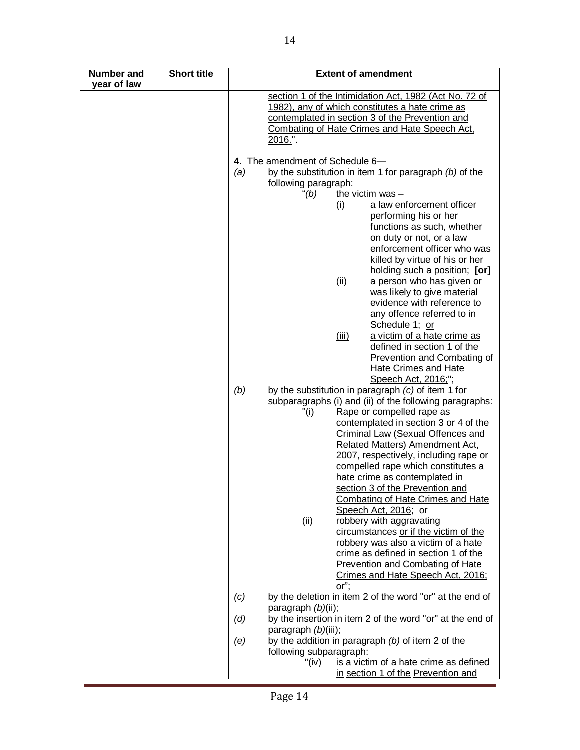| Number and year of law | Short title | Extent of amendment |
|---|---|---|
| | | section 1 of the Intimidation Act, 1982 (Act No. 72 of 1982), any of which constitutes a hate crime as contemplated in section 3 of the Prevention and Combating of Hate Crimes and Hate Speech Act, 2016.".<br><br>**4.** The amendment of Schedule 6—<br>*(a)* by the substitution in item 1 for paragraph *(b)* of the following paragraph:<br>"*(b)* the victim was –<br>(i) a law enforcement officer performing his or her functions as such, whether on duty or not, or a law enforcement officer who was killed by virtue of his or her holding such a position; **[or]**<br>(ii) a person who has given or was likely to give material evidence with reference to any offence referred to in Schedule 1; or<br>(iii) a victim of a hate crime as defined in section 1 of the Prevention and Combating of Hate Crimes and Hate Speech Act, 2016;";<br>*(b)* by the substitution in paragraph *(c)* of item 1 for subparagraphs (i) and (ii) of the following paragraphs:<br>"(i) Rape or compelled rape as contemplated in section 3 or 4 of the Criminal Law (Sexual Offences and Related Matters) Amendment Act, 2007, respectively, including rape or compelled rape which constitutes a hate crime as contemplated in section 3 of the Prevention and Combating of Hate Crimes and Hate Speech Act, 2016; or<br>(ii) robbery with aggravating circumstances or if the victim of the robbery was also a victim of a hate crime as defined in section 1 of the Prevention and Combating of Hate Crimes and Hate Speech Act, 2016; or";<br>*(c)* by the deletion in item 2 of the word "or" at the end of paragraph *(b)*(ii);<br>*(d)* by the insertion in item 2 of the word "or" at the end of paragraph *(b)*(iii);<br>*(e)* by the addition in paragraph *(b)* of item 2 of the following subparagraph:<br>"(iv) is a victim of a hate crime as defined in section 1 of the Prevention and |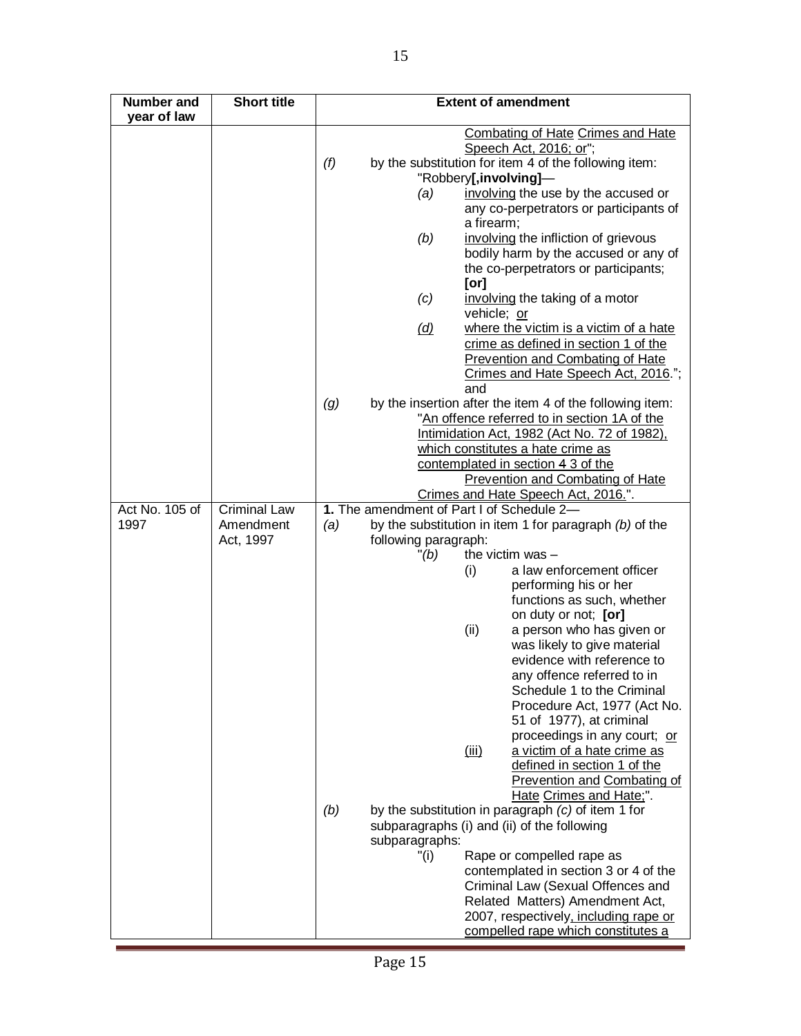| Number and year of law | Short title | Extent of amendment |
|---|---|---|
| | | Combating of Hate Crimes and Hate Speech Act, 2016; or";<br>*(f)* by the substitution for item 4 of the following item:<br>"Robbery**[,involving]**—<br>*(a)* involving the use by the accused or any co-perpetrators or participants of a firearm;<br>*(b)* involving the infliction of grievous bodily harm by the accused or any of the co-perpetrators or participants; **[or]**<br>*(c)* involving the taking of a motor vehicle; or<br>*(d)* where the victim is a victim of a hate crime as defined in section 1 of the Prevention and Combating of Hate Crimes and Hate Speech Act, 2016."; and<br>*(g)* by the insertion after the item 4 of the following item:<br>"An offence referred to in section 1A of the Intimidation Act, 1982 (Act No. 72 of 1982), which constitutes a hate crime as contemplated in section 4 3 of the Prevention and Combating of Hate Crimes and Hate Speech Act, 2016.". |
| Act No. 105 of 1997 | Criminal Law Amendment Act, 1997 | **1.** The amendment of Part I of Schedule 2—<br>*(a)* by the substitution in item 1 for paragraph *(b)* of the following paragraph:<br>"*(b)* the victim was –<br>(i) a law enforcement officer performing his or her functions as such, whether on duty or not; **[or]**<br>(ii) a person who has given or was likely to give material evidence with reference to any offence referred to in Schedule 1 to the Criminal Procedure Act, 1977 (Act No. 51 of 1977), at criminal proceedings in any court; or<br>(iii) a victim of a hate crime as defined in section 1 of the Prevention and Combating of Hate Crimes and Hate;".<br>*(b)* by the substitution in paragraph *(c)* of item 1 for subparagraphs (i) and (ii) of the following subparagraphs:<br>"(i) Rape or compelled rape as contemplated in section 3 or 4 of the Criminal Law (Sexual Offences and Related Matters) Amendment Act, 2007, respectively, including rape or compelled rape which constitutes a |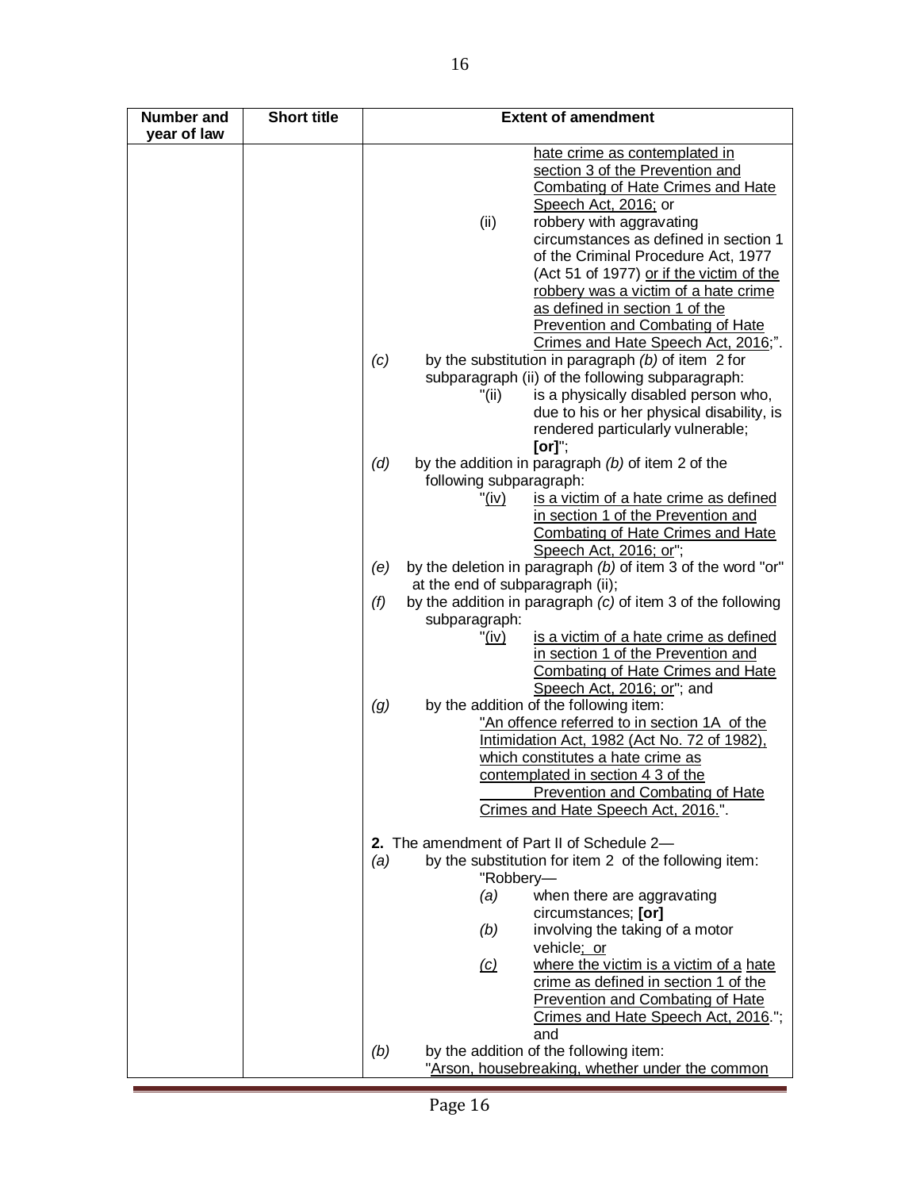| Number and year of law | Short title | Extent of amendment |
|---|---|---|
| | | hate crime as contemplated in section 3 of the Prevention and Combating of Hate Crimes and Hate Speech Act, 2016; or<br>(ii) robbery with aggravating circumstances as defined in section 1 of the Criminal Procedure Act, 1977 (Act 51 of 1977) or if the victim of the robbery was a victim of a hate crime as defined in section 1 of the Prevention and Combating of Hate Crimes and Hate Speech Act, 2016;".<br>*(c)* by the substitution in paragraph *(b)* of item 2 for subparagraph (ii) of the following subparagraph:<br>"(ii) is a physically disabled person who, due to his or her physical disability, is rendered particularly vulnerable; **[or]**";<br>*(d)* by the addition in paragraph *(b)* of item 2 of the following subparagraph:<br>"(iv) is a victim of a hate crime as defined in section 1 of the Prevention and Combating of Hate Crimes and Hate Speech Act, 2016; or";<br>*(e)* by the deletion in paragraph *(b)* of item 3 of the word "or" at the end of subparagraph (ii);<br>*(f)* by the addition in paragraph *(c)* of item 3 of the following subparagraph:<br>"(iv) is a victim of a hate crime as defined in section 1 of the Prevention and Combating of Hate Crimes and Hate Speech Act, 2016; or"; and<br>*(g)* by the addition of the following item:<br>"An offence referred to in section 1A of the Intimidation Act, 1982 (Act No. 72 of 1982), which constitutes a hate crime as contemplated in section 4 3 of the Prevention and Combating of Hate Crimes and Hate Speech Act, 2016.".<br><br>**2.** The amendment of Part II of Schedule 2—<br>*(a)* by the substitution for item 2 of the following item:<br>"Robbery—<br>*(a)* when there are aggravating circumstances; **[or]**<br>*(b)* involving the taking of a motor vehicle; or<br>*(c)* where the victim is a victim of a hate crime as defined in section 1 of the Prevention and Combating of Hate Crimes and Hate Speech Act, 2016."; and<br>*(b)* by the addition of the following item:<br>"Arson, housebreaking, whether under the common |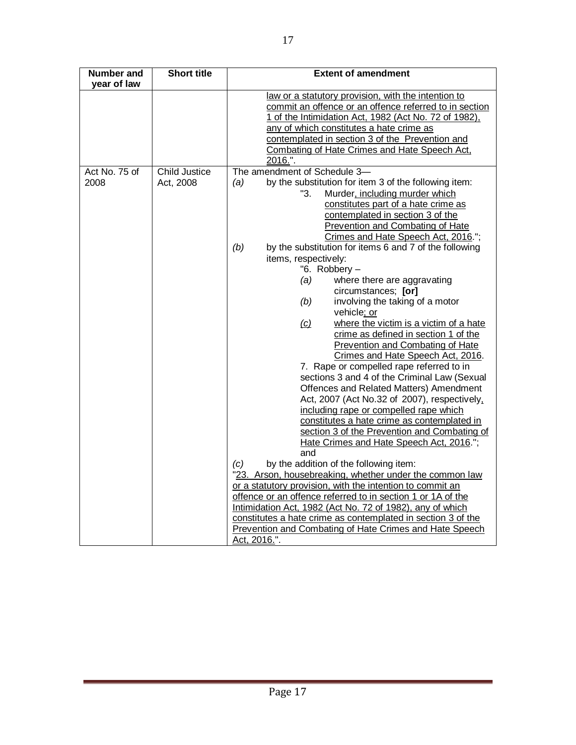| Number and year of law | Short title | Extent of amendment |
| --- | --- | --- |
| | | law or a statutory provision, with the intention to commit an offence or an offence referred to in section 1 of the Intimidation Act, 1982 (Act No. 72 of 1982), any of which constitutes a hate crime as contemplated in section 3 of the Prevention and Combating of Hate Crimes and Hate Speech Act, 2016.". |
| Act No. 75 of 2008 | Child Justice Act, 2008 | The amendment of Schedule 3—<br>*(a)* by the substitution for item 3 of the following item:<br>"3. Murder, including murder which constitutes part of a hate crime as contemplated in section 3 of the Prevention and Combating of Hate Crimes and Hate Speech Act, 2016.";<br>*(b)* by the substitution for items 6 and 7 of the following items, respectively:<br>"6. Robbery –<br>*(a)* where there are aggravating circumstances; **[or]**<br>*(b)* involving the taking of a motor vehicle; or<br>*(c)* where the victim is a victim of a hate crime as defined in section 1 of the Prevention and Combating of Hate Crimes and Hate Speech Act, 2016.<br>7. Rape or compelled rape referred to in sections 3 and 4 of the Criminal Law (Sexual Offences and Related Matters) Amendment Act, 2007 (Act No.32 of 2007), respectively, including rape or compelled rape which constitutes a hate crime as contemplated in section 3 of the Prevention and Combating of Hate Crimes and Hate Speech Act, 2016."; and<br>*(c)* by the addition of the following item:<br>"23. Arson, housebreaking, whether under the common law or a statutory provision, with the intention to commit an offence or an offence referred to in section 1 or 1A of the Intimidation Act, 1982 (Act No. 72 of 1982), any of which constitutes a hate crime as contemplated in section 3 of the Prevention and Combating of Hate Crimes and Hate Speech Act, 2016.". |